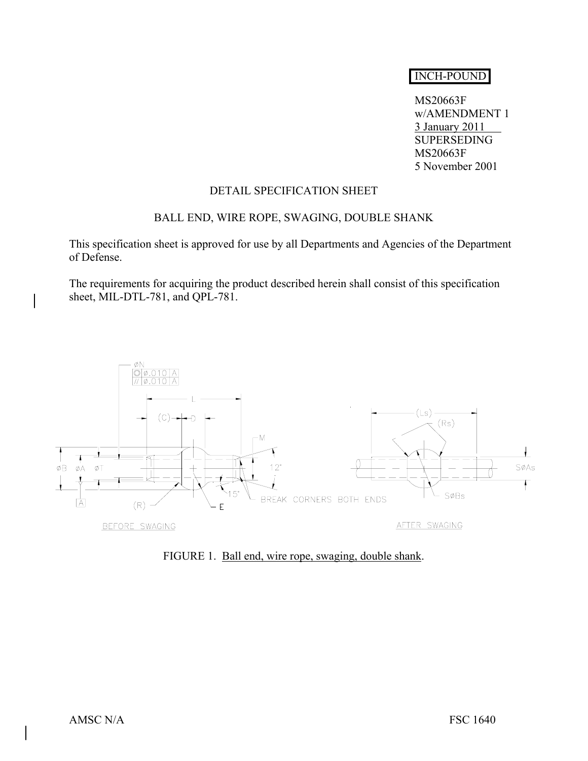INCH-POUND

MS20663F
w/AMENDMENT 1
3 January 2011
SUPERSEDING
MS20663F
5 November 2001

DETAIL SPECIFICATION SHEET

BALL END, WIRE ROPE, SWAGING, DOUBLE SHANK

This specification sheet is approved for use by all Departments and Agencies of the Department of Defense.

The requirements for acquiring the product described herein shall consist of this specification sheet, MIL-DTL-781, and QPL-781.

FIGURE 1. Ball end, wire rope, swaging, double shank.

AMSC N/A FSC 1640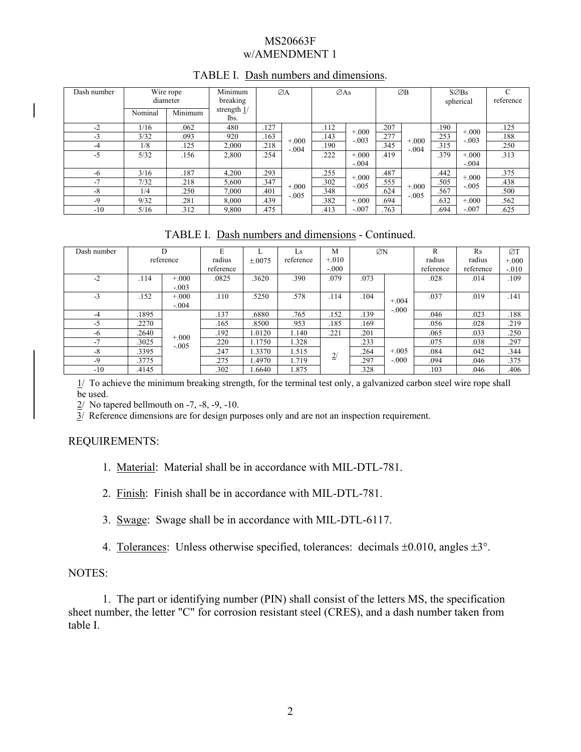MS20663F
w/AMENDMENT 1

TABLE I. Dash numbers and dimensions.

| Dash number | Wire rope diameter | | Minimum breaking strength 1/ lbs. | ∅A | | ∅As | | ∅B | | S∅Bs spherical | | C reference |
|---|---|---|---|---|---|---|---|---|---|---|---|---|
| | Nominal | Minimum | | | | | | | | | | |
| -2 | 1/16 | .062 | 480 | .127 | +.000 -.004 | .112 | +.000 -.003 | .207 | +.000 -.004 | .190 | +.000 -.003 | .125 |
| -3 | 3/32 | .093 | 920 | .163 | | .143 | | .277 | | .253 | | .188 |
| -4 | 1/8 | .125 | 2,000 | .218 | | .190 | | .345 | | .315 | | .250 |
| -5 | 5/32 | .156 | 2,800 | .254 | | .222 | +.000 -.004 | .419 | | .379 | +.000 -.004 | .313 |
| -6 | 3/16 | .187 | 4,200 | .293 | +.000 -.005 | .255 | +.000 -.005 | .487 | +.000 -.005 | .442 | +.000 -.005 | .375 |
| -7 | 7/32 | .218 | 5,600 | .347 | | .302 | | .555 | | .505 | | .438 |
| -8 | 1/4 | .250 | 7,000 | .401 | | .348 | | .624 | | .567 | | .500 |
| -9 | 9/32 | .281 | 8,000 | .439 | | .382 | +.000 -.007 | .694 | | .632 | +.000 -.007 | .562 |
| -10 | 5/16 | .312 | 9,800 | .475 | | .413 | | .763 | | .694 | | .625 |

TABLE I. Dash numbers and dimensions - Continued.

| Dash number | D reference | | E radius reference | L ±.0075 | Ls reference | M +.010 -.000 | ∅N | | R radius reference | Rs radius reference | ∅T +.000 -.010 |
|---|---|---|---|---|---|---|---|---|---|---|---|
| -2 | .114 | +.000 -.003 | .0825 | .3620 | .390 | .079 | .073 | +.004 -.000 | .028 | .014 | .109 |
| -3 | .152 | +.000 -.004 | .110 | .5250 | .578 | .114 | .104 | | .037 | .019 | .141 |
| -4 | .1895 | +.000 -.005 | .137 | .6880 | .765 | .152 | .139 | | .046 | .023 | .188 |
| -5 | .2270 | | .165 | .8500 | .953 | .185 | .169 | | .056 | .028 | .219 |
| -6 | .2640 | | .192 | 1.0120 | 1.140 | .221 | .201 | | .065 | .033 | .250 |
| -7 | .3025 | | .220 | 1.1750 | 1.328 | 2/ | .233 | +.005 -.000 | .075 | .038 | .297 |
| -8 | .3395 | | .247 | 1.3370 | 1.515 | | .264 | | .084 | .042 | .344 |
| -9 | .3775 | | .275 | 1.4970 | 1.719 | | .297 | | .094 | .046 | .375 |
| -10 | .4145 | | .302 | 1.6640 | 1.875 | | .328 | | .103 | .046 | .406 |

1/ To achieve the minimum breaking strength, for the terminal test only, a galvanized carbon steel wire rope shall be used.

2/ No tapered bellmouth on -7, -8, -9, -10.

3/ Reference dimensions are for design purposes only and are not an inspection requirement.

REQUIREMENTS:

1. Material: Material shall be in accordance with MIL-DTL-781.

2. Finish: Finish shall be in accordance with MIL-DTL-781.

3. Swage: Swage shall be in accordance with MIL-DTL-6117.

4. Tolerances: Unless otherwise specified, tolerances: decimals ±0.010, angles ±3°.

NOTES:

1. The part or identifying number (PIN) shall consist of the letters MS, the specification sheet number, the letter "C" for corrosion resistant steel (CRES), and a dash number taken from table I.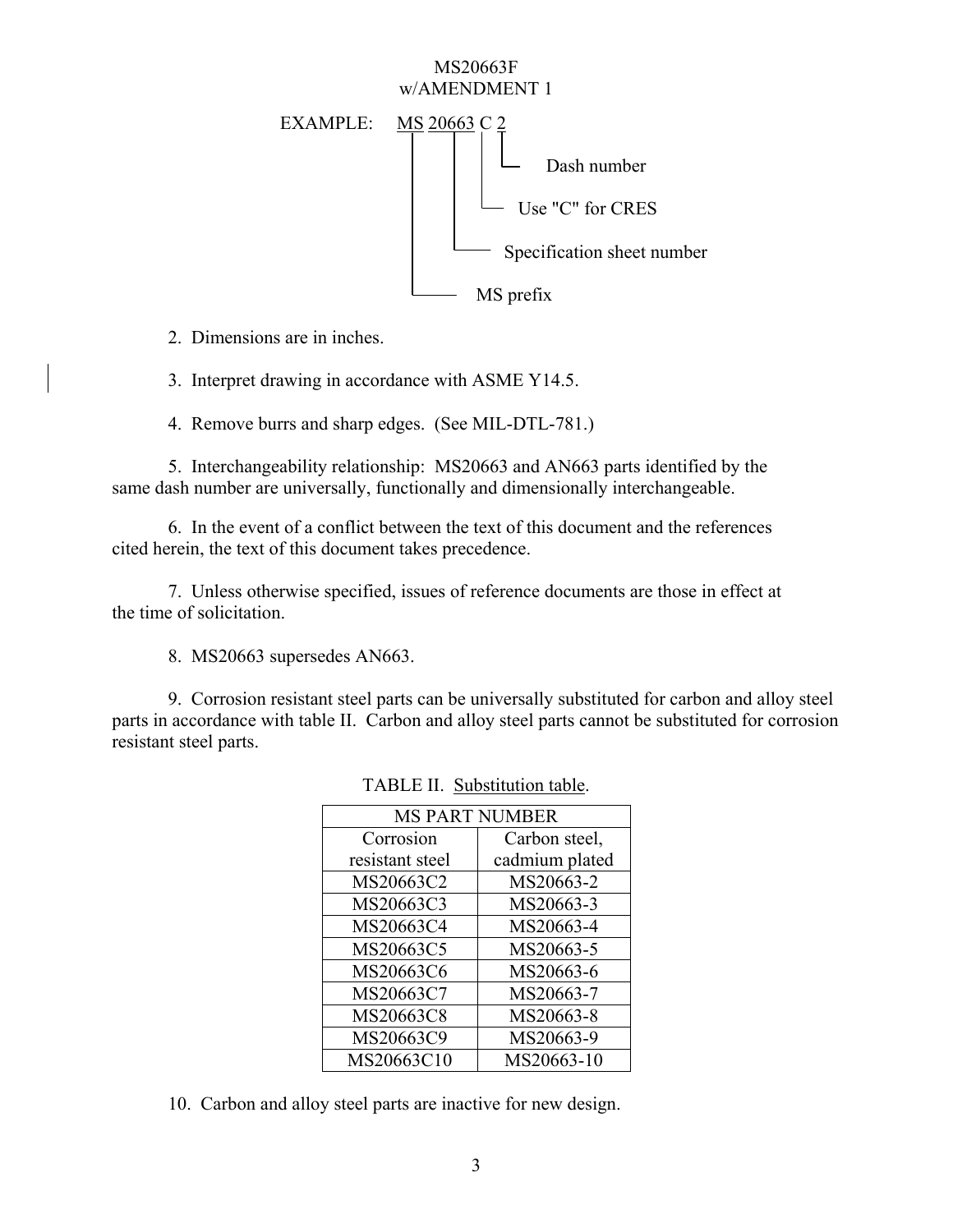EXAMPLE: MS 20663 C 2

- MS — MS prefix
- 20663 — Specification sheet number
- C — Use "C" for CRES
- 2 — Dash number

2. Dimensions are in inches.

3. Interpret drawing in accordance with ASME Y14.5.

4. Remove burrs and sharp edges. (See MIL-DTL-781.)

5. Interchangeability relationship: MS20663 and AN663 parts identified by the same dash number are universally, functionally and dimensionally interchangeable.

6. In the event of a conflict between the text of this document and the references cited herein, the text of this document takes precedence.

7. Unless otherwise specified, issues of reference documents are those in effect at the time of solicitation.

8. MS20663 supersedes AN663.

9. Corrosion resistant steel parts can be universally substituted for carbon and alloy steel parts in accordance with table II. Carbon and alloy steel parts cannot be substituted for corrosion resistant steel parts.

TABLE II. Substitution table.

| MS PART NUMBER | |
|---|---|
| Corrosion resistant steel | Carbon steel, cadmium plated |
| MS20663C2 | MS20663-2 |
| MS20663C3 | MS20663-3 |
| MS20663C4 | MS20663-4 |
| MS20663C5 | MS20663-5 |
| MS20663C6 | MS20663-6 |
| MS20663C7 | MS20663-7 |
| MS20663C8 | MS20663-8 |
| MS20663C9 | MS20663-9 |
| MS20663C10 | MS20663-10 |

10. Carbon and alloy steel parts are inactive for new design.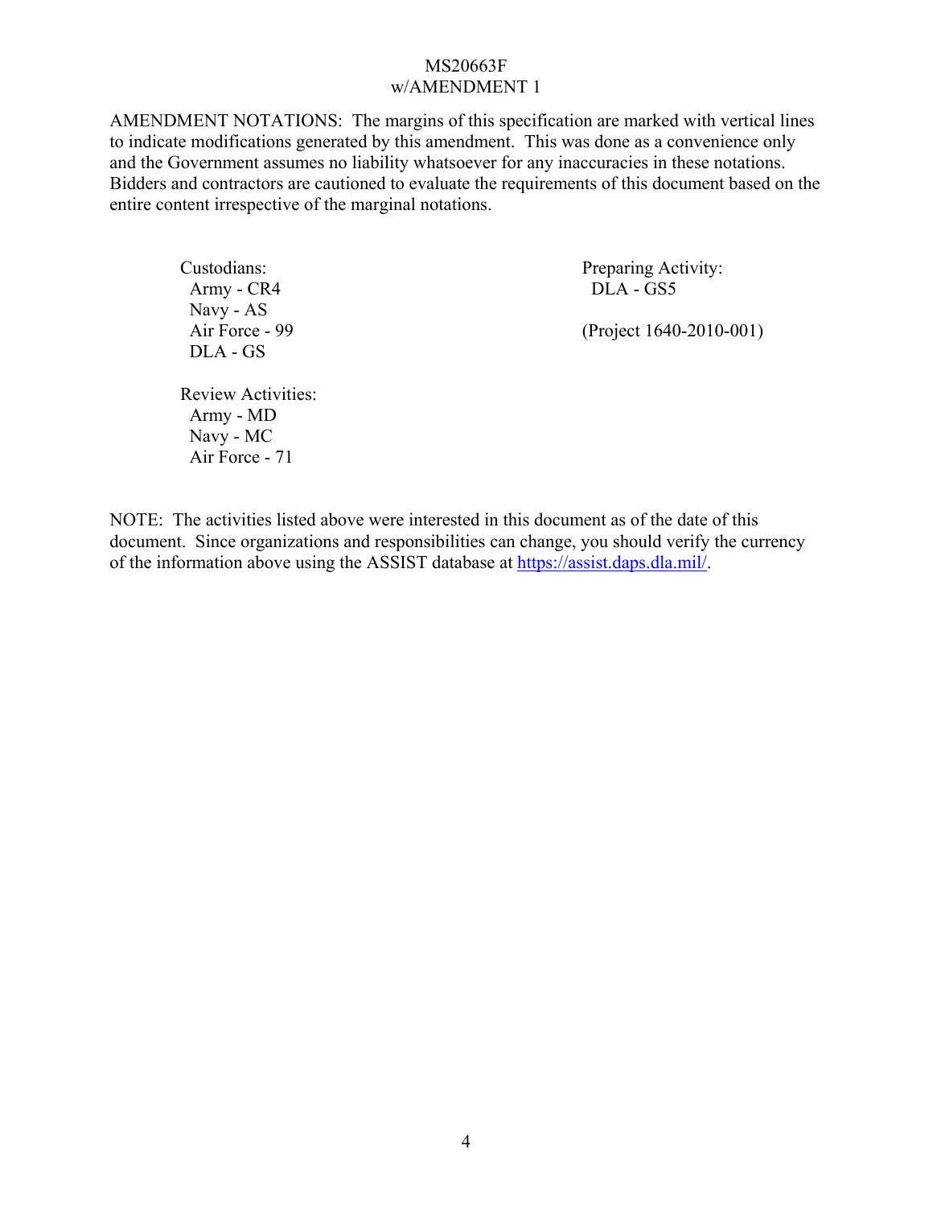AMENDMENT NOTATIONS: The margins of this specification are marked with vertical lines to indicate modifications generated by this amendment. This was done as a convenience only and the Government assumes no liability whatsoever for any inaccuracies in these notations. Bidders and contractors are cautioned to evaluate the requirements of this document based on the entire content irrespective of the marginal notations.

Custodians:
Army - CR4
Navy - AS
Air Force - 99
DLA - GS

Preparing Activity:
DLA - GS5

(Project 1640-2010-001)

Review Activities:
Army - MD
Navy - MC
Air Force - 71

NOTE: The activities listed above were interested in this document as of the date of this document. Since organizations and responsibilities can change, you should verify the currency of the information above using the ASSIST database at https://assist.daps.dla.mil/.